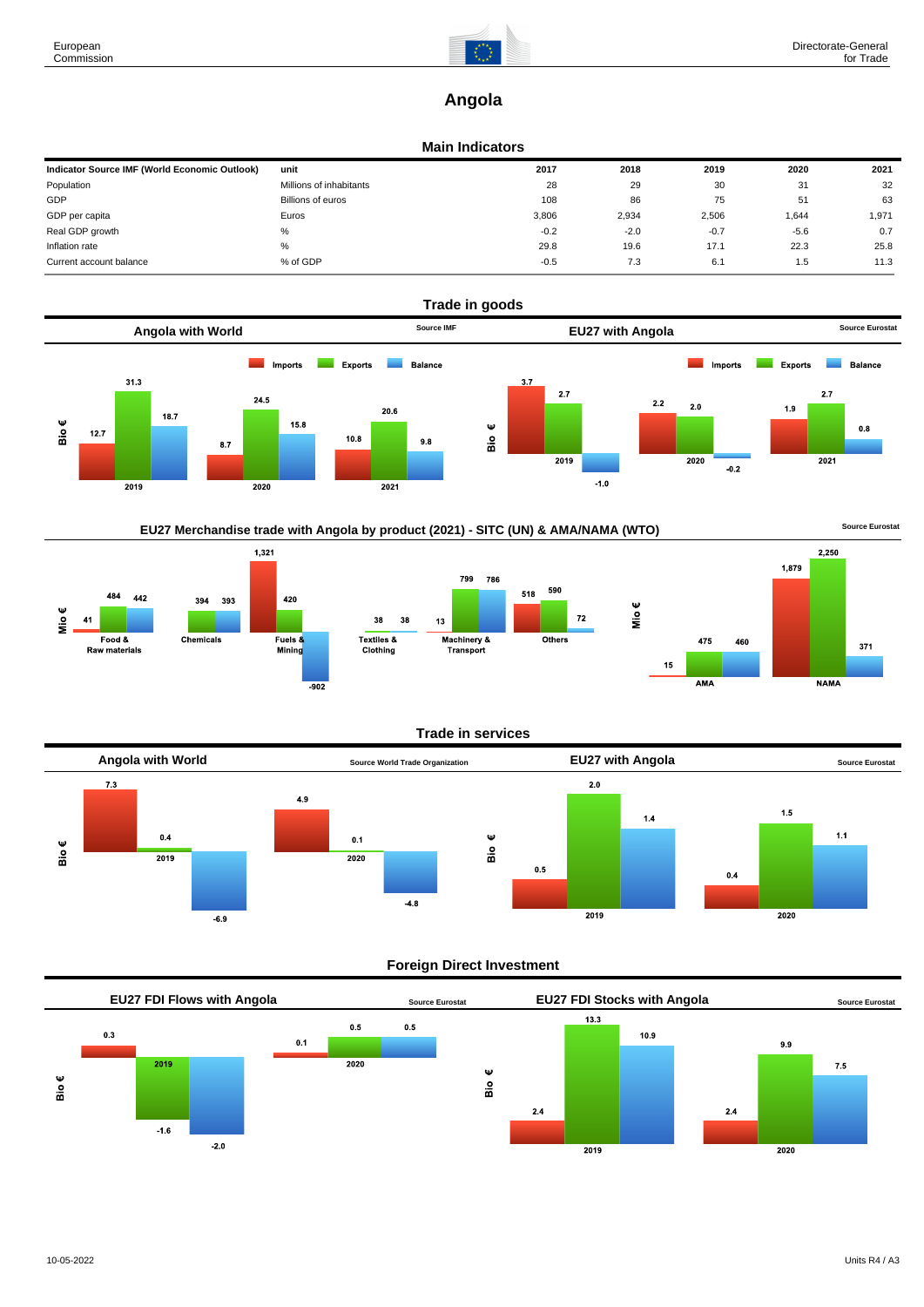# Angola

## Main Indicators

| Indicator Source IMF (World Economic Outlook) | unit | 2017 | 2018 | 2019 | 2020 | 2021 |
|---|---|---|---|---|---|---|
| Population | Millions of inhabitants | 28 | 29 | 30 | 31 | 32 |
| GDP | Billions of euros | 108 | 86 | 75 | 51 | 63 |
| GDP per capita | Euros | 3,806 | 2,934 | 2,506 | 1,644 | 1,971 |
| Real GDP growth | % | -0.2 | -2.0 | -0.7 | -5.6 | 0.7 |
| Inflation rate | % | 29.8 | 19.6 | 17.1 | 22.3 | 25.8 |
| Current account balance | % of GDP | -0.5 | 7.3 | 6.1 | 1.5 | 11.3 |

## Trade in goods

### Angola with World

Source IMF

Bio €

| | Imports | Exports | Balance |
|---|---|---|---|
| 2019 | 12.7 | 31.3 | 18.7 |
| 2020 | 8.7 | 24.5 | 15.8 |
| 2021 | 10.8 | 20.6 | 9.8 |

### EU27 with Angola

Source Eurostat

Bio €

| | Imports | Exports | Balance |
|---|---|---|---|
| 2019 | 3.7 | 2.7 | -1.0 |
| 2020 | 2.2 | 2.0 | -0.2 |
| 2021 | 1.9 | 2.7 | 0.8 |

### EU27 Merchandise trade with Angola by product (2021) - SITC (UN) & AMA/NAMA (WTO)

Source Eurostat

Mio €

| | Imports | Exports | Balance |
|---|---|---|---|
| Food & Raw materials | 41 | 484 | 442 |
| Chemicals | | 394 | 393 |
| Fuels & Mining | 1,321 | 420 | -902 |
| Textiles & Clothing | | 38 | 38 |
| Machinery & Transport | 13 | 799 | 786 |
| Others | 518 | 590 | 72 |

Mio €

| | Imports | Exports | Balance |
|---|---|---|---|
| AMA | 15 | 475 | 460 |
| NAMA | 1,879 | 2,250 | 371 |

## Trade in services

### Angola with World

Source World Trade Organization

Bio €

| | Imports | Exports | Balance |
|---|---|---|---|
| 2019 | 7.3 | 0.4 | -6.9 |
| 2020 | 4.9 | 0.1 | -4.8 |

### EU27 with Angola

Source Eurostat

Bio €

| | Imports | Exports | Balance |
|---|---|---|---|
| 2019 | 0.5 | 2.0 | 1.4 |
| 2020 | 0.4 | 1.5 | 1.1 |

## Foreign Direct Investment

### EU27 FDI Flows with Angola

Source Eurostat

Bio €

| | Inward | Outward | Balance |
|---|---|---|---|
| 2019 | 0.3 | -1.6 | -2.0 |
| 2020 | 0.1 | 0.5 | 0.5 |

### EU27 FDI Stocks with Angola

Source Eurostat

Bio €

| | Inward | Outward | Balance |
|---|---|---|---|
| 2019 | 2.4 | 13.3 | 10.9 |
| 2020 | 2.4 | 9.9 | 7.5 |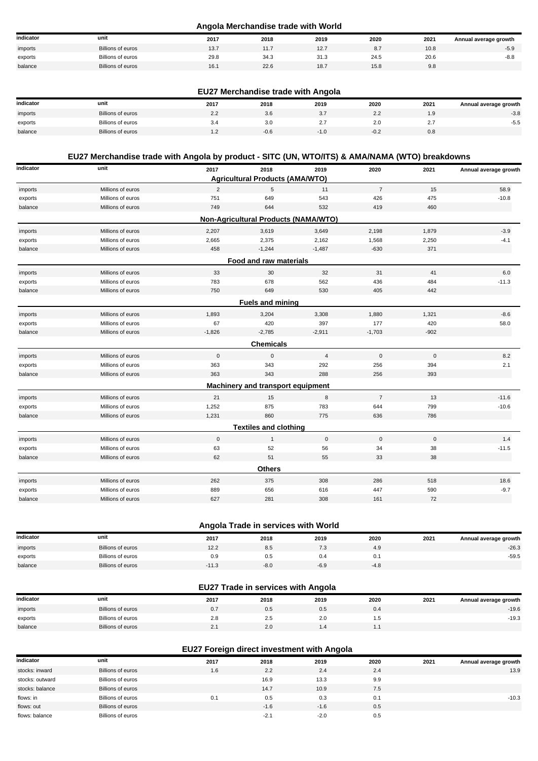## Angola Merchandise trade with World

| indicator | unit | 2017 | 2018 | 2019 | 2020 | 2021 | Annual average growth |
|---|---|---|---|---|---|---|---|
| imports | Billions of euros | 13.7 | 11.7 | 12.7 | 8.7 | 10.8 | -5.9 |
| exports | Billions of euros | 29.8 | 34.3 | 31.3 | 24.5 | 20.6 | -8.8 |
| balance | Billions of euros | 16.1 | 22.6 | 18.7 | 15.8 | 9.8 | |

## EU27 Merchandise trade with Angola

| indicator | unit | 2017 | 2018 | 2019 | 2020 | 2021 | Annual average growth |
|---|---|---|---|---|---|---|---|
| imports | Billions of euros | 2.2 | 3.6 | 3.7 | 2.2 | 1.9 | -3.8 |
| exports | Billions of euros | 3.4 | 3.0 | 2.7 | 2.0 | 2.7 | -5.5 |
| balance | Billions of euros | 1.2 | -0.6 | -1.0 | -0.2 | 0.8 | |

## EU27 Merchandise trade with Angola by product - SITC (UN, WTO/ITS) & AMA/NAMA (WTO) breakdowns

| indicator | unit | 2017 | 2018 | 2019 | 2020 | 2021 | Annual average growth |
|---|---|---|---|---|---|---|---|
| | | | **Agricultural Products (AMA/WTO)** | | | | |
| imports | Millions of euros | 2 | 5 | 11 | 7 | 15 | 58.9 |
| exports | Millions of euros | 751 | 649 | 543 | 426 | 475 | -10.8 |
| balance | Millions of euros | 749 | 644 | 532 | 419 | 460 | |
| | | | **Non-Agricultural Products (NAMA/WTO)** | | | | |
| imports | Millions of euros | 2,207 | 3,619 | 3,649 | 2,198 | 1,879 | -3.9 |
| exports | Millions of euros | 2,665 | 2,375 | 2,162 | 1,568 | 2,250 | -4.1 |
| balance | Millions of euros | 458 | -1,244 | -1,487 | -630 | 371 | |
| | | | **Food and raw materials** | | | | |
| imports | Millions of euros | 33 | 30 | 32 | 31 | 41 | 6.0 |
| exports | Millions of euros | 783 | 678 | 562 | 436 | 484 | -11.3 |
| balance | Millions of euros | 750 | 649 | 530 | 405 | 442 | |
| | | | **Fuels and mining** | | | | |
| imports | Millions of euros | 1,893 | 3,204 | 3,308 | 1,880 | 1,321 | -8.6 |
| exports | Millions of euros | 67 | 420 | 397 | 177 | 420 | 58.0 |
| balance | Millions of euros | -1,826 | -2,785 | -2,911 | -1,703 | -902 | |
| | | | **Chemicals** | | | | |
| imports | Millions of euros | 0 | 0 | 4 | 0 | 0 | 8.2 |
| exports | Millions of euros | 363 | 343 | 292 | 256 | 394 | 2.1 |
| balance | Millions of euros | 363 | 343 | 288 | 256 | 393 | |
| | | | **Machinery and transport equipment** | | | | |
| imports | Millions of euros | 21 | 15 | 8 | 7 | 13 | -11.6 |
| exports | Millions of euros | 1,252 | 875 | 783 | 644 | 799 | -10.6 |
| balance | Millions of euros | 1,231 | 860 | 775 | 636 | 786 | |
| | | | **Textiles and clothing** | | | | |
| imports | Millions of euros | 0 | 1 | 0 | 0 | 0 | 1.4 |
| exports | Millions of euros | 63 | 52 | 56 | 34 | 38 | -11.5 |
| balance | Millions of euros | 62 | 51 | 55 | 33 | 38 | |
| | | | **Others** | | | | |
| imports | Millions of euros | 262 | 375 | 308 | 286 | 518 | 18.6 |
| exports | Millions of euros | 889 | 656 | 616 | 447 | 590 | -9.7 |
| balance | Millions of euros | 627 | 281 | 308 | 161 | 72 | |

## Angola Trade in services with World

| indicator | unit | 2017 | 2018 | 2019 | 2020 | 2021 | Annual average growth |
|---|---|---|---|---|---|---|---|
| imports | Billions of euros | 12.2 | 8.5 | 7.3 | 4.9 | | -26.3 |
| exports | Billions of euros | 0.9 | 0.5 | 0.4 | 0.1 | | -59.5 |
| balance | Billions of euros | -11.3 | -8.0 | -6.9 | -4.8 | | |

## EU27 Trade in services with Angola

| indicator | unit | 2017 | 2018 | 2019 | 2020 | 2021 | Annual average growth |
|---|---|---|---|---|---|---|---|
| imports | Billions of euros | 0.7 | 0.5 | 0.5 | 0.4 | | -19.6 |
| exports | Billions of euros | 2.8 | 2.5 | 2.0 | 1.5 | | -19.3 |
| balance | Billions of euros | 2.1 | 2.0 | 1.4 | 1.1 | | |

## EU27 Foreign direct investment with Angola

| indicator | unit | 2017 | 2018 | 2019 | 2020 | 2021 | Annual average growth |
|---|---|---|---|---|---|---|---|
| stocks: inward | Billions of euros | 1.6 | 2.2 | 2.4 | 2.4 | | 13.9 |
| stocks: outward | Billions of euros | | 16.9 | 13.3 | 9.9 | | |
| stocks: balance | Billions of euros | | 14.7 | 10.9 | 7.5 | | |
| flows: in | Billions of euros | 0.1 | 0.5 | 0.3 | 0.1 | | -10.3 |
| flows: out | Billions of euros | | -1.6 | -1.6 | 0.5 | | |
| flows: balance | Billions of euros | | -2.1 | -2.0 | 0.5 | | |